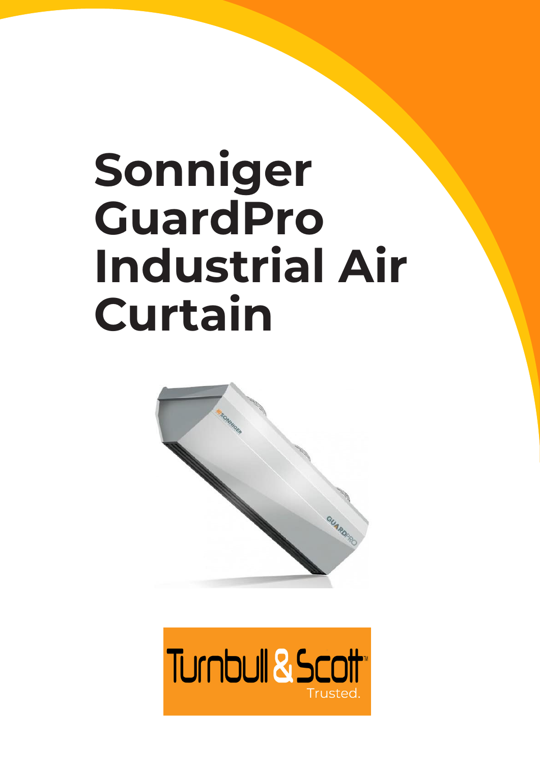# Sonniger GuardPro Industrial Air Curtain

Turnbull & Scott

Trusted.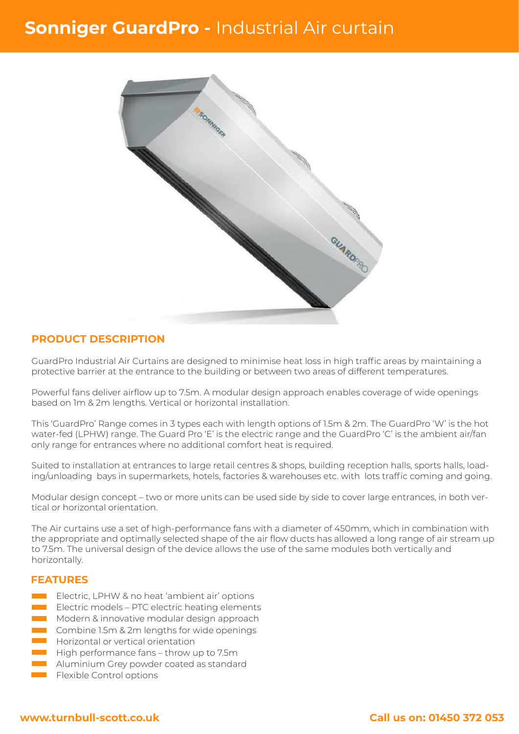# **Sonniger GuardPro -** Industrial Air curtain

## PRODUCT DESCRIPTION

GuardPro Industrial Air Curtains are designed to minimise heat loss in high traffic areas by maintaining a protective barrier at the entrance to the building or between two areas of different temperatures.

Powerful fans deliver airflow up to 7.5m. A modular design approach enables coverage of wide openings based on 1m & 2m lengths. Vertical or horizontal installation.

This 'GuardPro' Range comes in 3 types each with length options of 1.5m & 2m. The GuardPro 'W' is the hot water-fed (LPHW) range. The Guard Pro 'E' is the electric range and the GuardPro 'C' is the ambient air/fan only range for entrances where no additional comfort heat is required.

Suited to installation at entrances to large retail centres & shops, building reception halls, sports halls, loading/unloading bays in supermarkets, hotels, factories & warehouses etc. with lots traffic coming and going.

Modular design concept – two or more units can be used side by side to cover large entrances, in both vertical or horizontal orientation.

The Air curtains use a set of high-performance fans with a diameter of 450mm, which in combination with the appropriate and optimally selected shape of the air flow ducts has allowed a long range of air stream up to 7.5m. The universal design of the device allows the use of the same modules both vertically and horizontally.

## FEATURES

- Electric, LPHW & no heat 'ambient air' options
- Electric models – PTC electric heating elements
- Modern & innovative modular design approach
- Combine 1.5m & 2m lengths for wide openings
- Horizontal or vertical orientation
- High performance fans – throw up to 7.5m
- Aluminium Grey powder coated as standard
- Flexible Control options

**www.turnbull-scott.co.uk** **Call us on: 01450 372 053**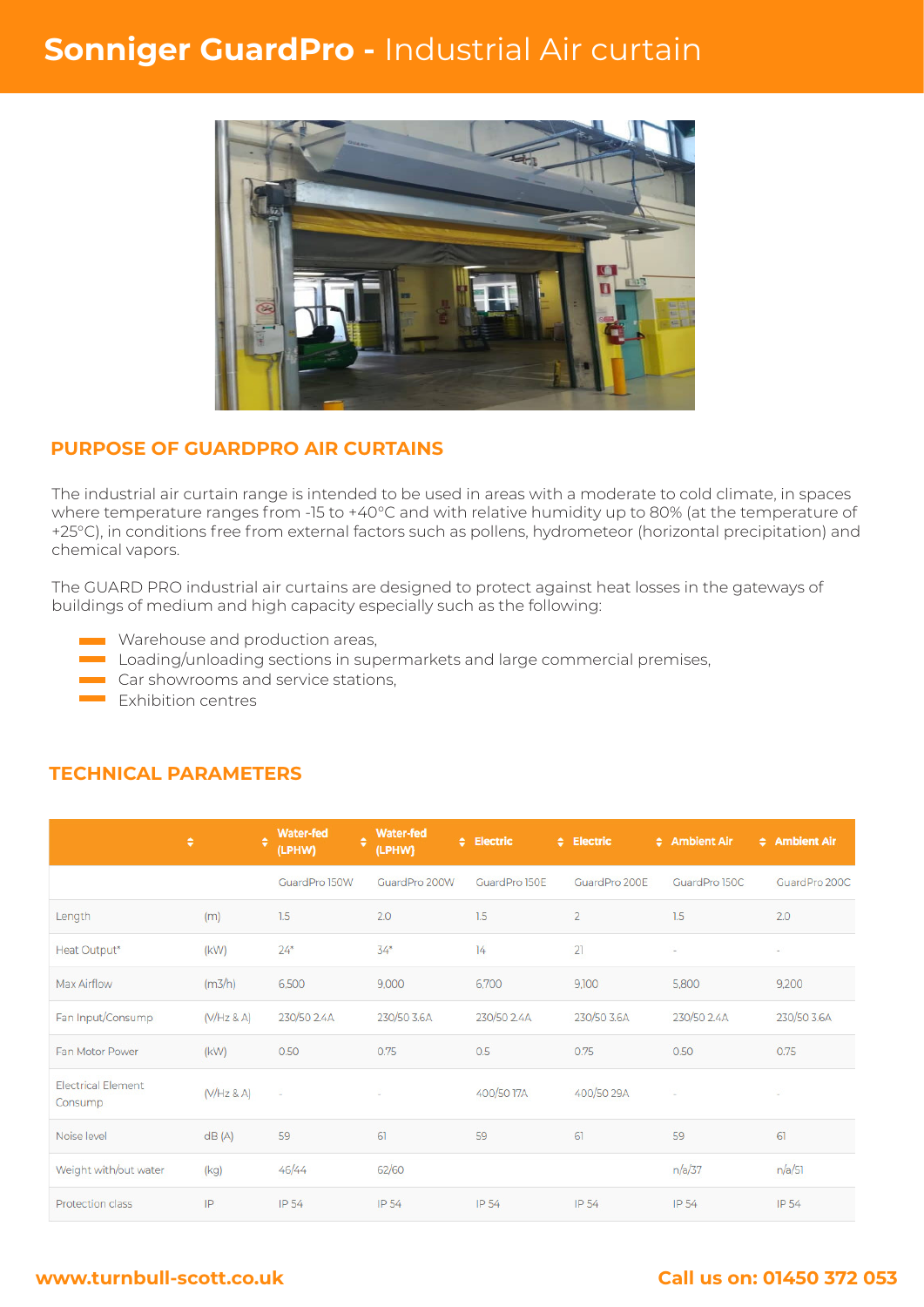# Sonniger GuardPro - Industrial Air curtain

## PURPOSE OF GUARDPRO AIR CURTAINS

The industrial air curtain range is intended to be used in areas with a moderate to cold climate, in spaces where temperature ranges from -15 to +40°C and with relative humidity up to 80% (at the temperature of +25°C), in conditions free from external factors such as pollens, hydrometeor (horizontal precipitation) and chemical vapors.

The GUARD PRO industrial air curtains are designed to protect against heat losses in the gateways of buildings of medium and high capacity especially such as the following:

- Warehouse and production areas,
- Loading/unloading sections in supermarkets and large commercial premises,
- Car showrooms and service stations,
- Exhibition centres

## TECHNICAL PARAMETERS

| | | Water-fed (LPHW) | Water-fed (LPHW) | Electric | Electric | Ambient Air | Ambient Air |
|---|---|---|---|---|---|---|---|
| | | GuardPro 150W | GuardPro 200W | GuardPro 150E | GuardPro 200E | GuardPro 150C | GuardPro 200C |
| Length | (m) | 1.5 | 2.0 | 1.5 | 2 | 1.5 | 2.0 |
| Heat Output* | (kW) | 24* | 34* | 14 | 21 | - | - |
| Max Airflow | (m3/h) | 6,500 | 9,000 | 6,700 | 9,100 | 5,800 | 9,200 |
| Fan Input/Consump | (V/Hz & A) | 230/50 2.4A | 230/50 3.6A | 230/50 2.4A | 230/50 3.6A | 230/50 2.4A | 230/50 3.6A |
| Fan Motor Power | (kW) | 0.50 | 0.75 | 0.5 | 0.75 | 0.50 | 0.75 |
| Electrical Element Consump | (V/Hz & A) | - | - | 400/50 17A | 400/50 29A | - | - |
| Noise level | dB (A) | 59 | 61 | 59 | 61 | 59 | 61 |
| Weight with/out water | (kg) | 46/44 | 62/60 | | | n/a/37 | n/a/51 |
| Protection class | IP | IP 54 | IP 54 | IP 54 | IP 54 | IP 54 | IP 54 |

www.turnbull-scott.co.uk

Call us on: 01450 372 053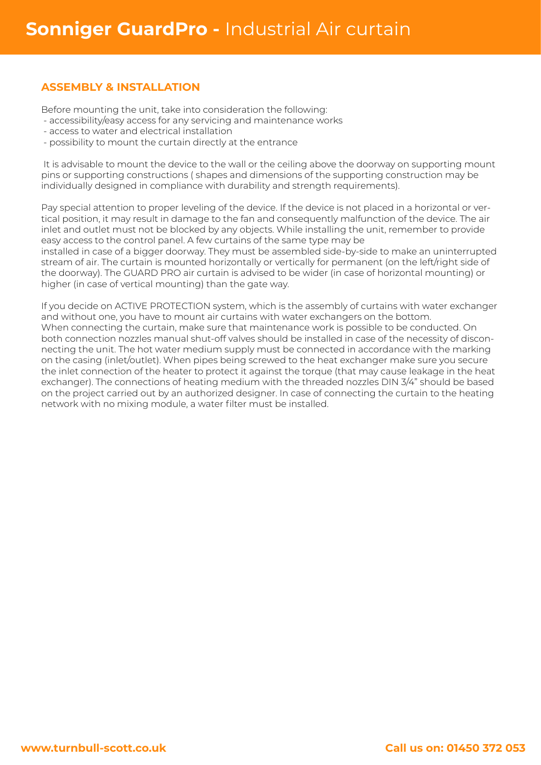## ASSEMBLY & INSTALLATION

Before mounting the unit, take into consideration the following:

- accessibility/easy access for any servicing and maintenance works
- access to water and electrical installation
- possibility to mount the curtain directly at the entrance

It is advisable to mount the device to the wall or the ceiling above the doorway on supporting mount pins or supporting constructions ( shapes and dimensions of the supporting construction may be individually designed in compliance with durability and strength requirements).

Pay special attention to proper leveling of the device. If the device is not placed in a horizontal or vertical position, it may result in damage to the fan and consequently malfunction of the device. The air inlet and outlet must not be blocked by any objects. While installing the unit, remember to provide easy access to the control panel. A few curtains of the same type may be installed in case of a bigger doorway. They must be assembled side-by-side to make an uninterrupted stream of air. The curtain is mounted horizontally or vertically for permanent (on the left/right side of the doorway). The GUARD PRO air curtain is advised to be wider (in case of horizontal mounting) or higher (in case of vertical mounting) than the gate way.

If you decide on ACTIVE PROTECTION system, which is the assembly of curtains with water exchanger and without one, you have to mount air curtains with water exchangers on the bottom.
When connecting the curtain, make sure that maintenance work is possible to be conducted. On both connection nozzles manual shut-off valves should be installed in case of the necessity of disconnecting the unit. The hot water medium supply must be connected in accordance with the marking on the casing (inlet/outlet). When pipes being screwed to the heat exchanger make sure you secure the inlet connection of the heater to protect it against the torque (that may cause leakage in the heat exchanger). The connections of heating medium with the threaded nozzles DIN 3/4" should be based on the project carried out by an authorized designer. In case of connecting the curtain to the heating network with no mixing module, a water filter must be installed.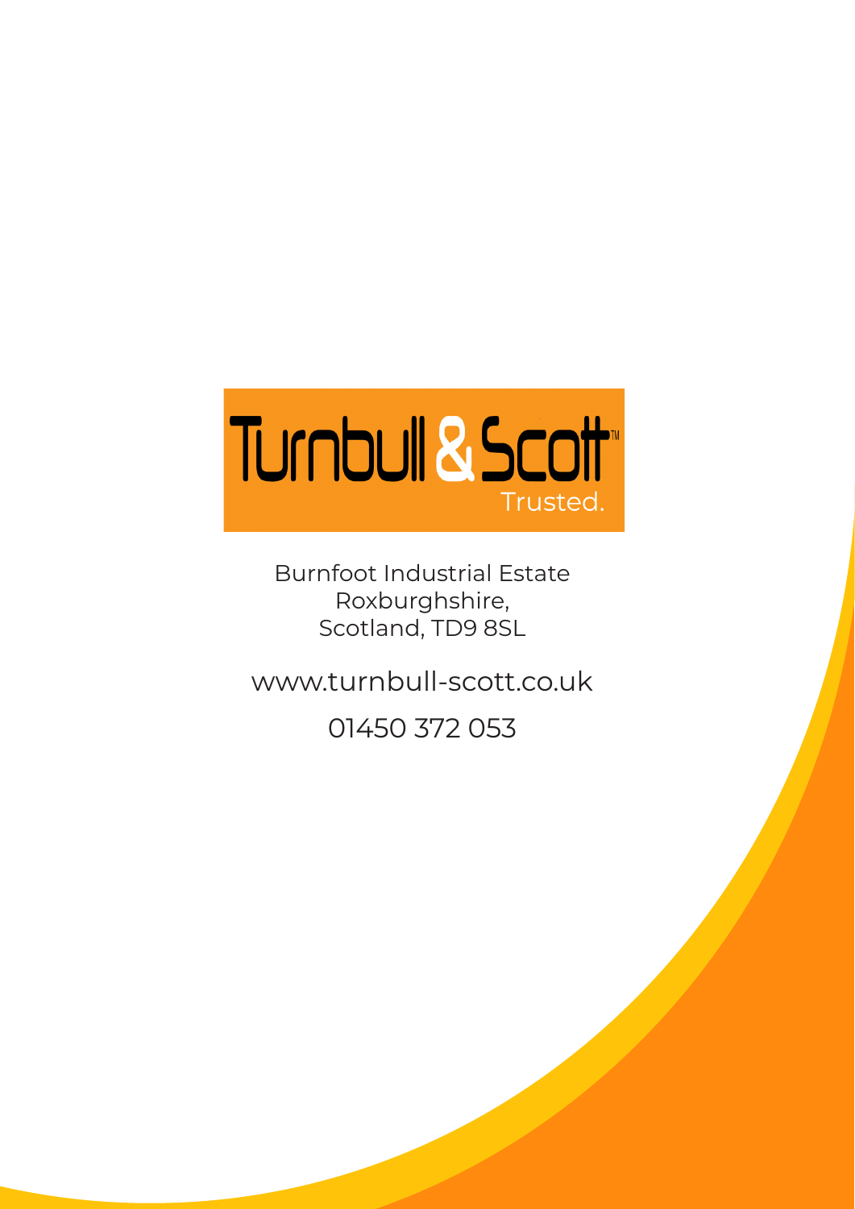Turnbull & Scott™

Trusted.

Burnfoot Industrial Estate
Roxburghshire,
Scotland, TD9 8SL

www.turnbull-scott.co.uk

01450 372 053